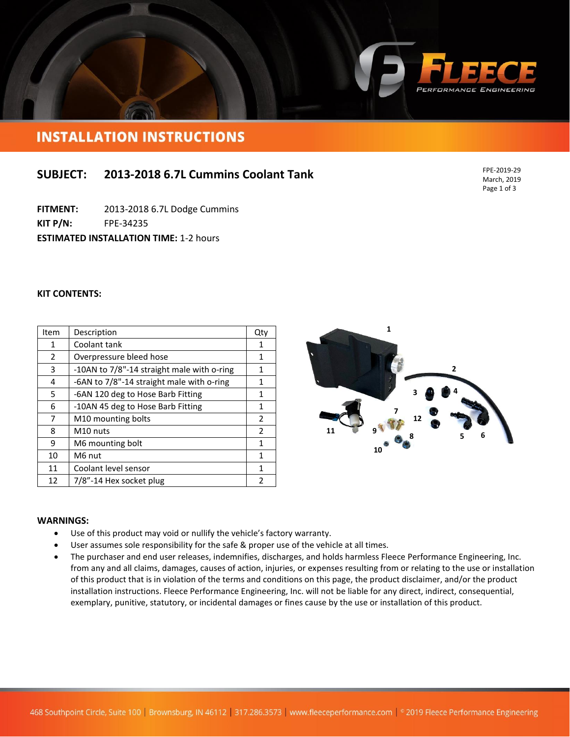# INSTALLATION INSTRUCTIONS

## SUBJECT: 2013-2018 6.7L Cummins Coolant Tank

FPE-2019-29
March, 2019

**FITMENT:** 2013-2018 6.7L Dodge Cummins
**KIT P/N:** FPE-34235
**ESTIMATED INSTALLATION TIME:** 1-2 hours

**KIT CONTENTS:**

| Item | Description | Qty |
|---|---|---|
| 1 | Coolant tank | 1 |
| 2 | Overpressure bleed hose | 1 |
| 3 | -10AN to 7/8"-14 straight male with o-ring | 1 |
| 4 | -6AN to 7/8"-14 straight male with o-ring | 1 |
| 5 | -6AN 120 deg to Hose Barb Fitting | 1 |
| 6 | -10AN 45 deg to Hose Barb Fitting | 1 |
| 7 | M10 mounting bolts | 2 |
| 8 | M10 nuts | 2 |
| 9 | M6 mounting bolt | 1 |
| 10 | M6 nut | 1 |
| 11 | Coolant level sensor | 1 |
| 12 | 7/8"-14 Hex socket plug | 2 |

**WARNINGS:**

- Use of this product may void or nullify the vehicle's factory warranty.
- User assumes sole responsibility for the safe & proper use of the vehicle at all times.
- The purchaser and end user releases, indemnifies, discharges, and holds harmless Fleece Performance Engineering, Inc. from any and all claims, damages, causes of action, injuries, or expenses resulting from or relating to the use or installation of this product that is in violation of the terms and conditions on this page, the product disclaimer, and/or the product installation instructions. Fleece Performance Engineering, Inc. will not be liable for any direct, indirect, consequential, exemplary, punitive, statutory, or incidental damages or fines cause by the use or installation of this product.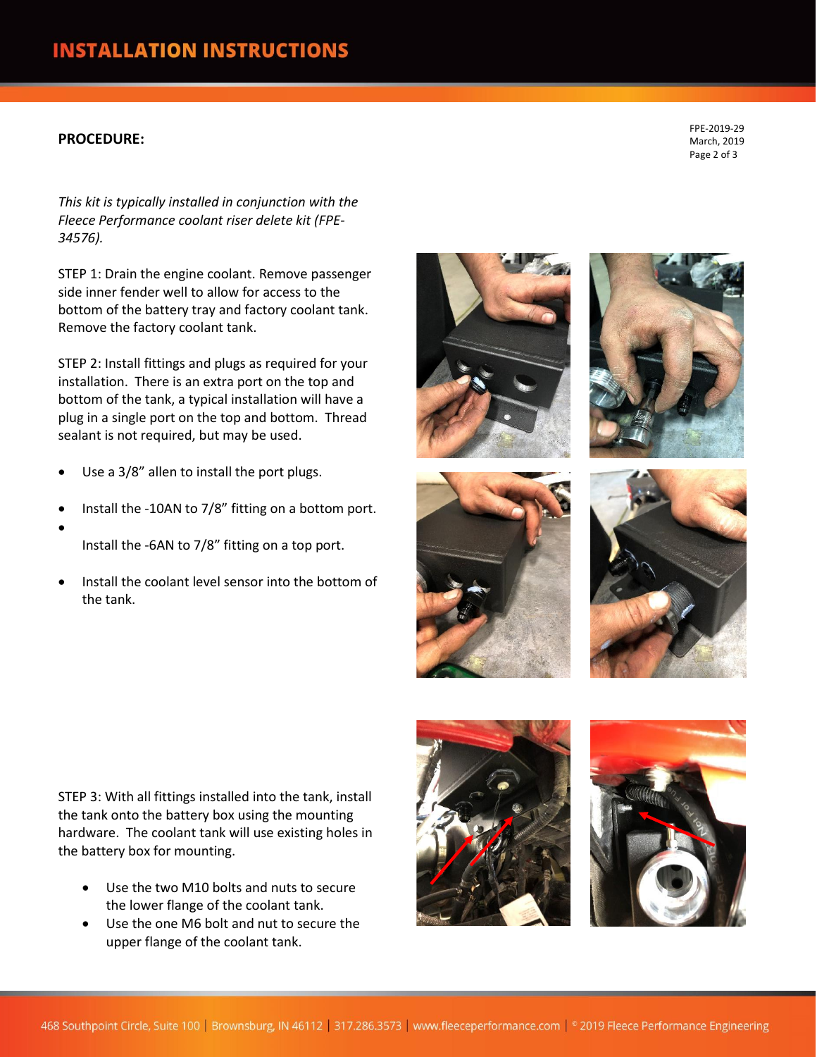# INSTALLATION INSTRUCTIONS

**PROCEDURE:**

FPE-2019-29
March, 2019

*This kit is typically installed in conjunction with the Fleece Performance coolant riser delete kit (FPE-34576).*

STEP 1: Drain the engine coolant. Remove passenger side inner fender well to allow for access to the bottom of the battery tray and factory coolant tank. Remove the factory coolant tank.

STEP 2: Install fittings and plugs as required for your installation. There is an extra port on the top and bottom of the tank, a typical installation will have a plug in a single port on the top and bottom. Thread sealant is not required, but may be used.

- Use a 3/8" allen to install the port plugs.
- Install the -10AN to 7/8" fitting on a bottom port.
- Install the -6AN to 7/8" fitting on a top port.
- Install the coolant level sensor into the bottom of the tank.

STEP 3: With all fittings installed into the tank, install the tank onto the battery box using the mounting hardware. The coolant tank will use existing holes in the battery box for mounting.

- Use the two M10 bolts and nuts to secure the lower flange of the coolant tank.
- Use the one M6 bolt and nut to secure the upper flange of the coolant tank.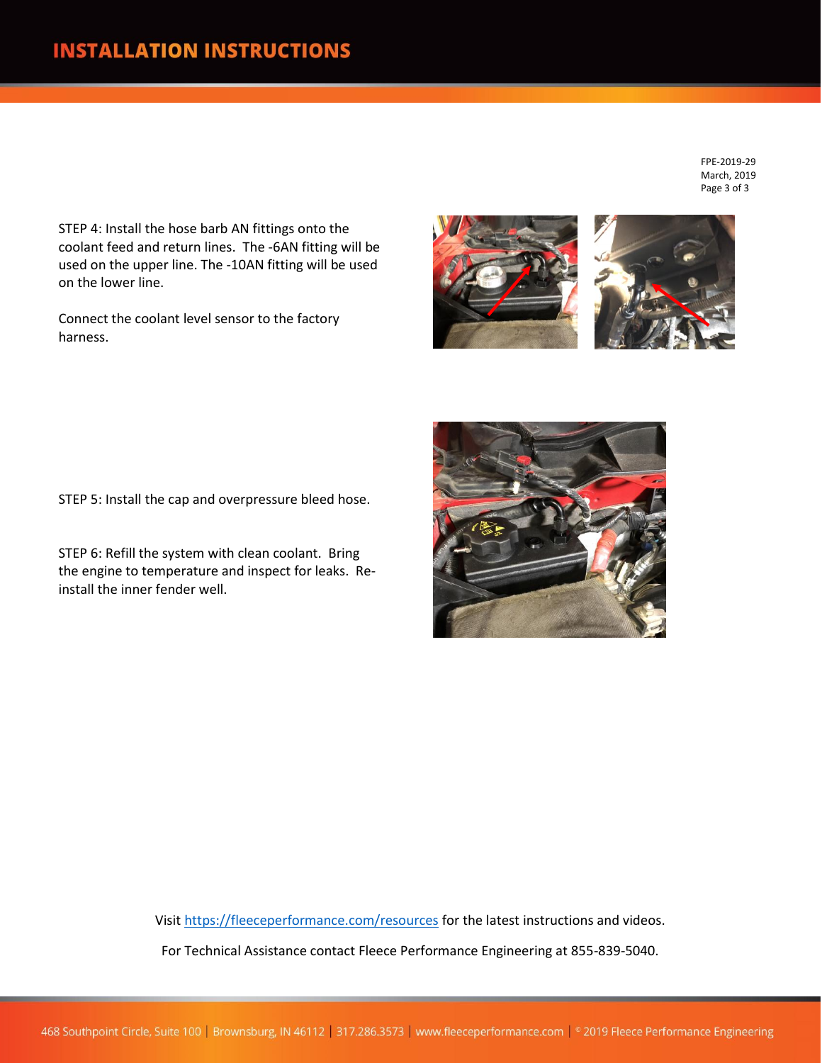FPE-2019-29
March, 2019

STEP 4: Install the hose barb AN fittings onto the coolant feed and return lines. The -6AN fitting will be used on the upper line. The -10AN fitting will be used on the lower line.

Connect the coolant level sensor to the factory harness.

STEP 5: Install the cap and overpressure bleed hose.

STEP 6: Refill the system with clean coolant. Bring the engine to temperature and inspect for leaks. Re-install the inner fender well.

Visit https://fleeceperformance.com/resources for the latest instructions and videos.

For Technical Assistance contact Fleece Performance Engineering at 855-839-5040.